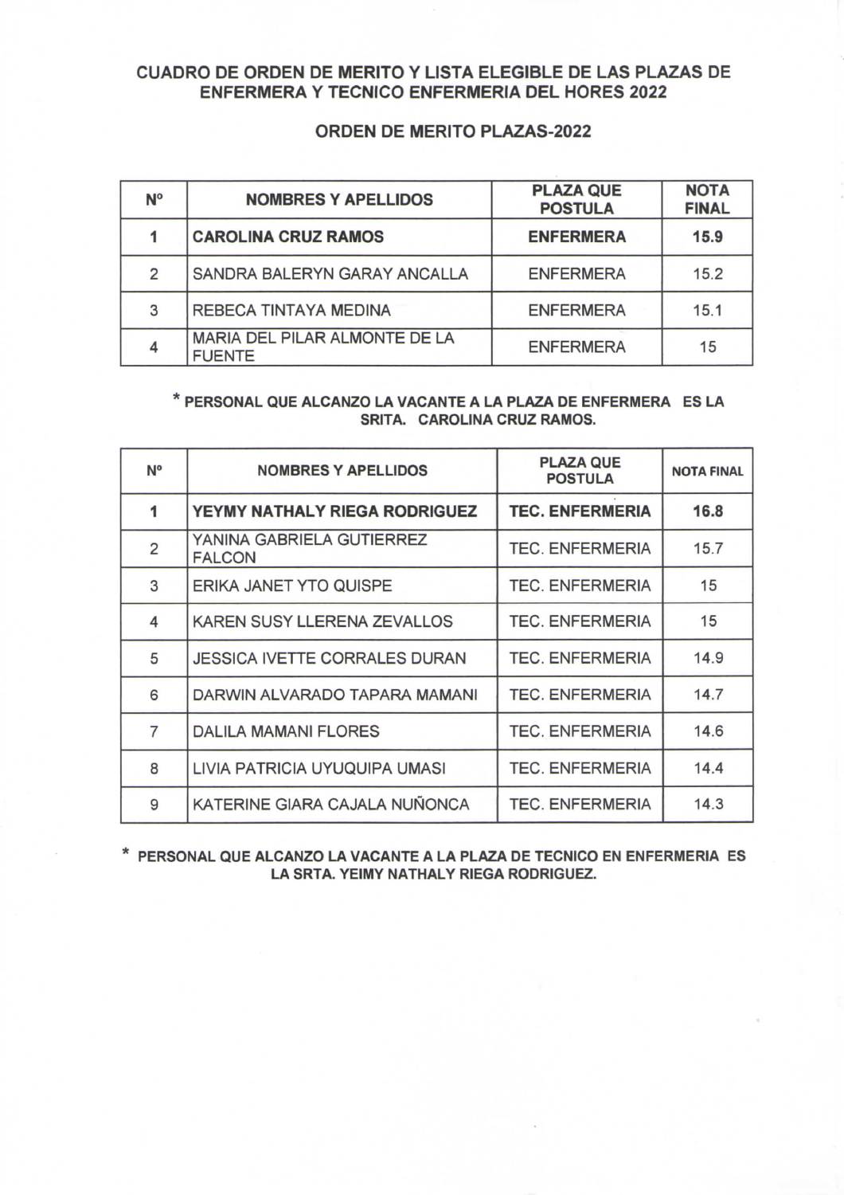# CUADRO DE ORDEN DE MERITO Y LISTA ELEGIBLE DE LAS PLAZAS DE ENFERMERA Y TECNICO ENFERMERIA DEL HORES 2022

## ORDEN DE MERITO PLAZAS-2022

| Nº | NOMBRES Y APELLIDOS | PLAZA QUE POSTULA | NOTA FINAL |
|---|---|---|---|
| **1** | **CAROLINA CRUZ RAMOS** | **ENFERMERA** | **15.9** |
| 2 | SANDRA BALERYN GARAY ANCALLA | ENFERMERA | 15.2 |
| 3 | REBECA TINTAYA MEDINA | ENFERMERA | 15.1 |
| 4 | MARIA DEL PILAR ALMONTE DE LA FUENTE | ENFERMERA | 15 |

**\* PERSONAL QUE ALCANZO LA VACANTE A LA PLAZA DE ENFERMERA ES LA SRITA. CAROLINA CRUZ RAMOS.**

| Nº | NOMBRES Y APELLIDOS | PLAZA QUE POSTULA | NOTA FINAL |
|---|---|---|---|
| **1** | **YEYMY NATHALY RIEGA RODRIGUEZ** | **TEC. ENFERMERIA** | **16.8** |
| 2 | YANINA GABRIELA GUTIERREZ FALCON | TEC. ENFERMERIA | 15.7 |
| 3 | ERIKA JANET YTO QUISPE | TEC. ENFERMERIA | 15 |
| 4 | KAREN SUSY LLERENA ZEVALLOS | TEC. ENFERMERIA | 15 |
| 5 | JESSICA IVETTE CORRALES DURAN | TEC. ENFERMERIA | 14.9 |
| 6 | DARWIN ALVARADO TAPARA MAMANI | TEC. ENFERMERIA | 14.7 |
| 7 | DALILA MAMANI FLORES | TEC. ENFERMERIA | 14.6 |
| 8 | LIVIA PATRICIA UYUQUIPA UMASI | TEC. ENFERMERIA | 14.4 |
| 9 | KATERINE GIARA CAJALA NUÑONCA | TEC. ENFERMERIA | 14.3 |

**\* PERSONAL QUE ALCANZO LA VACANTE A LA PLAZA DE TECNICO EN ENFERMERIA ES LA SRTA. YEIMY NATHALY RIEGA RODRIGUEZ.**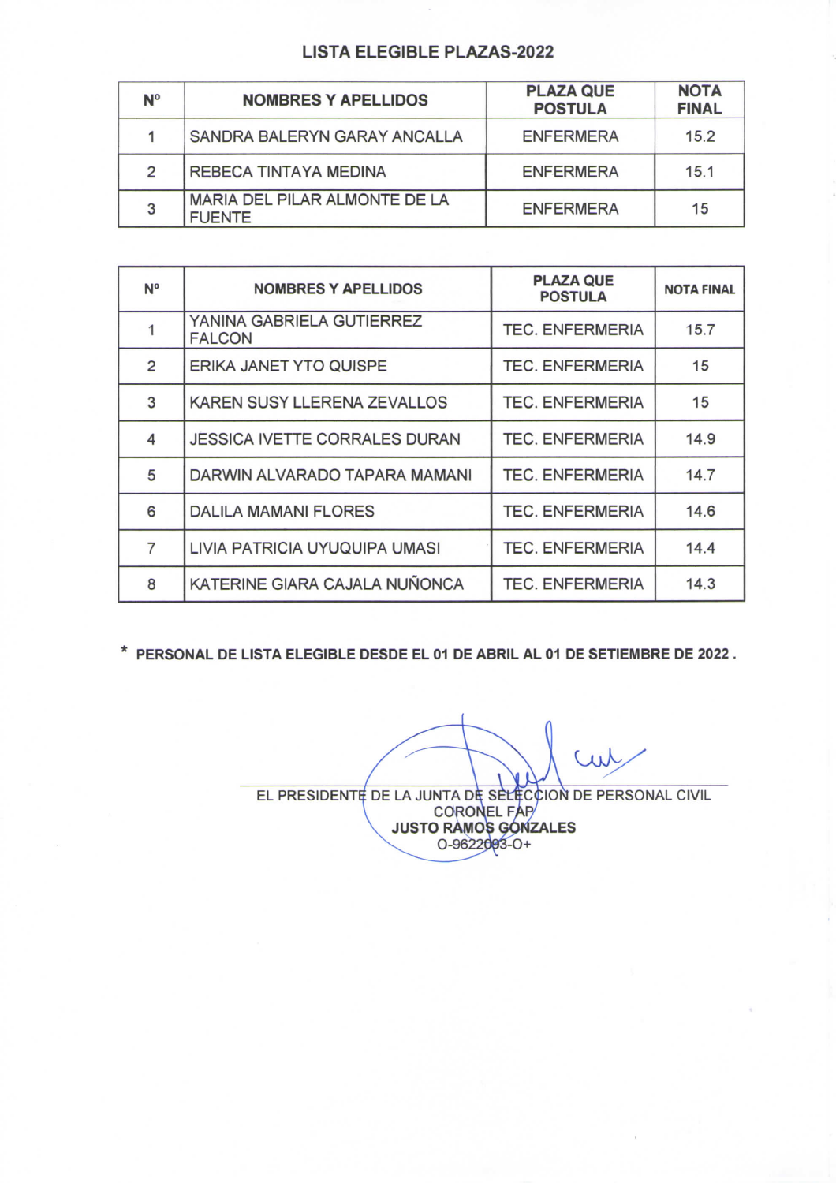## LISTA ELEGIBLE PLAZAS-2022

| Nº | NOMBRES Y APELLIDOS | PLAZA QUE POSTULA | NOTA FINAL |
|---|---|---|---|
| 1 | SANDRA BALERYN GARAY ANCALLA | ENFERMERA | 15.2 |
| 2 | REBECA TINTAYA MEDINA | ENFERMERA | 15.1 |
| 3 | MARIA DEL PILAR ALMONTE DE LA FUENTE | ENFERMERA | 15 |

| Nº | NOMBRES Y APELLIDOS | PLAZA QUE POSTULA | NOTA FINAL |
|---|---|---|---|
| 1 | YANINA GABRIELA GUTIERREZ FALCON | TEC. ENFERMERIA | 15.7 |
| 2 | ERIKA JANET YTO QUISPE | TEC. ENFERMERIA | 15 |
| 3 | KAREN SUSY LLERENA ZEVALLOS | TEC. ENFERMERIA | 15 |
| 4 | JESSICA IVETTE CORRALES DURAN | TEC. ENFERMERIA | 14.9 |
| 5 | DARWIN ALVARADO TAPARA MAMANI | TEC. ENFERMERIA | 14.7 |
| 6 | DALILA MAMANI FLORES | TEC. ENFERMERIA | 14.6 |
| 7 | LIVIA PATRICIA UYUQUIPA UMASI | TEC. ENFERMERIA | 14.4 |
| 8 | KATERINE GIARA CAJALA NUÑONCA | TEC. ENFERMERIA | 14.3 |

**\* PERSONAL DE LISTA ELEGIBLE DESDE EL 01 DE ABRIL AL 01 DE SETIEMBRE DE 2022 .**

EL PRESIDENTE DE LA JUNTA DE SELECCION DE PERSONAL CIVIL
CORONEL FAP
**JUSTO RAMOS GONZALES**
O-9622093-O+